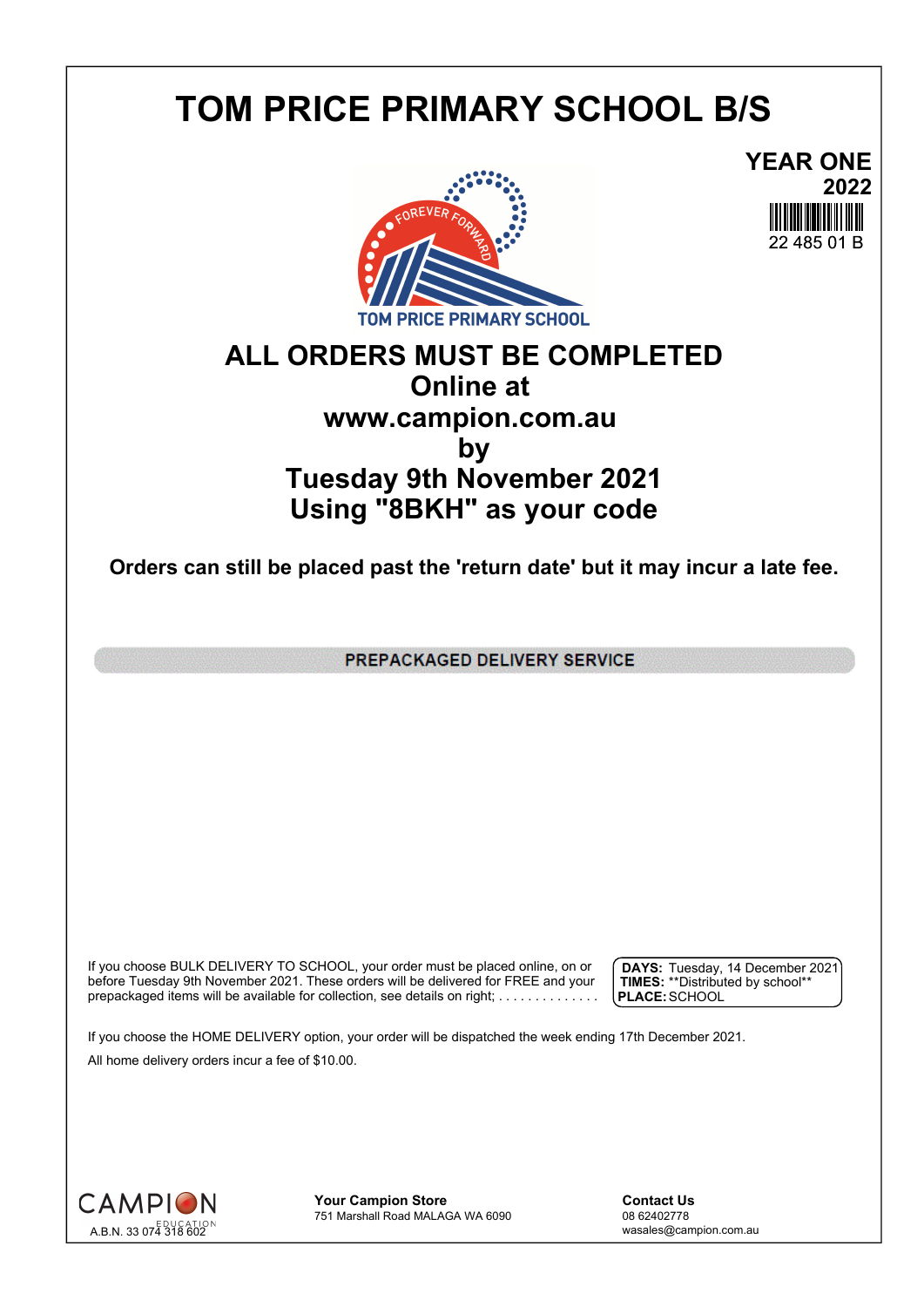# TOM PRICE PRIMARY SCHOOL B/S

**YEAR ONE**
**2022**
22 485 01 B

FOREVER FORWARD
TOM PRICE PRIMARY SCHOOL

## ALL ORDERS MUST BE COMPLETED
## Online at
## www.campion.com.au
## by
## Tuesday 9th November 2021
## Using "8BKH" as your code

**Orders can still be placed past the 'return date' but it may incur a late fee.**

### PREPACKAGED DELIVERY SERVICE

If you choose BULK DELIVERY TO SCHOOL, your order must be placed online, on or before Tuesday 9th November 2021. These orders will be delivered for FREE and your prepackaged items will be available for collection, see details on right; . . . . . . . . . . . . . .

**DAYS:** Tuesday, 14 December 2021
**TIMES:** **Distributed by school**
**PLACE:** SCHOOL

If you choose the HOME DELIVERY option, your order will be dispatched the week ending 17th December 2021.

All home delivery orders incur a fee of $10.00.

CAMPION EDUCATION
A.B.N. 33 074 318 602

**Your Campion Store**
751 Marshall Road MALAGA WA 6090

**Contact Us**
08 62402778
wasales@campion.com.au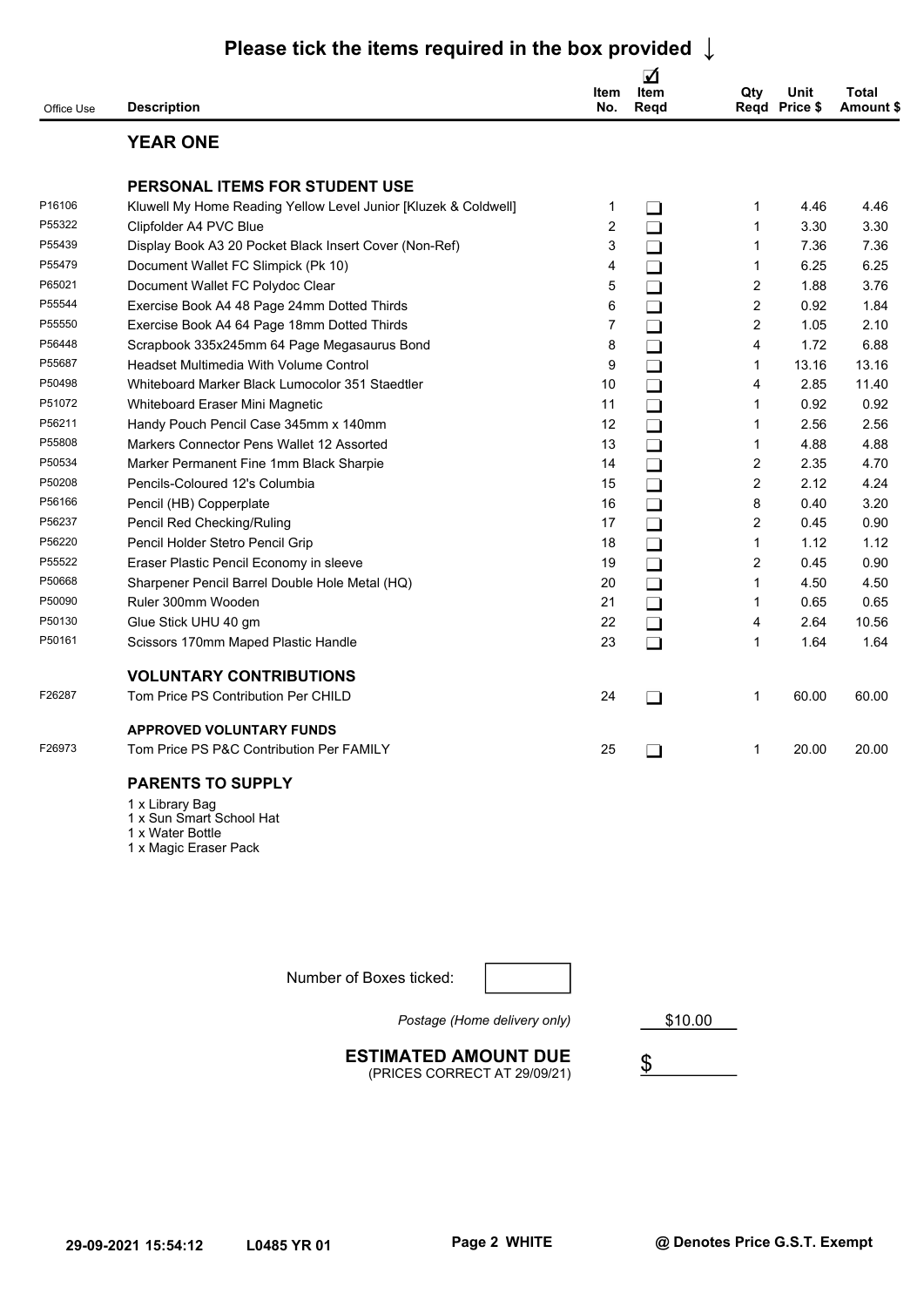## Please tick the items required in the box provided ↓

| Office Use | Description | Item No. | ☑ Item Reqd | Qty Reqd | Unit Price $ | Total Amount $ |
|---|---|---|---|---|---|---|
| | **YEAR ONE** | | | | | |
| | **PERSONAL ITEMS FOR STUDENT USE** | | | | | |
| P16106 | Kluwell My Home Reading Yellow Level Junior [Kluzek & Coldwell] | 1 | ❑ | 1 | 4.46 | 4.46 |
| P55322 | Clipfolder A4 PVC Blue | 2 | ❑ | 1 | 3.30 | 3.30 |
| P55439 | Display Book A3 20 Pocket Black Insert Cover (Non-Ref) | 3 | ❑ | 1 | 7.36 | 7.36 |
| P55479 | Document Wallet FC Slimpick (Pk 10) | 4 | ❑ | 1 | 6.25 | 6.25 |
| P65021 | Document Wallet FC Polydoc Clear | 5 | ❑ | 2 | 1.88 | 3.76 |
| P55544 | Exercise Book A4 48 Page 24mm Dotted Thirds | 6 | ❑ | 2 | 0.92 | 1.84 |
| P55550 | Exercise Book A4 64 Page 18mm Dotted Thirds | 7 | ❑ | 2 | 1.05 | 2.10 |
| P56448 | Scrapbook 335x245mm 64 Page Megasaurus Bond | 8 | ❑ | 4 | 1.72 | 6.88 |
| P55687 | Headset Multimedia With Volume Control | 9 | ❑ | 1 | 13.16 | 13.16 |
| P50498 | Whiteboard Marker Black Lumocolor 351 Staedtler | 10 | ❑ | 4 | 2.85 | 11.40 |
| P51072 | Whiteboard Eraser Mini Magnetic | 11 | ❑ | 1 | 0.92 | 0.92 |
| P56211 | Handy Pouch Pencil Case 345mm x 140mm | 12 | ❑ | 1 | 2.56 | 2.56 |
| P55808 | Markers Connector Pens Wallet 12 Assorted | 13 | ❑ | 1 | 4.88 | 4.88 |
| P50534 | Marker Permanent Fine 1mm Black Sharpie | 14 | ❑ | 2 | 2.35 | 4.70 |
| P50208 | Pencils-Coloured 12's Columbia | 15 | ❑ | 2 | 2.12 | 4.24 |
| P56166 | Pencil (HB) Copperplate | 16 | ❑ | 8 | 0.40 | 3.20 |
| P56237 | Pencil Red Checking/Ruling | 17 | ❑ | 2 | 0.45 | 0.90 |
| P56220 | Pencil Holder Stetro Pencil Grip | 18 | ❑ | 1 | 1.12 | 1.12 |
| P55522 | Eraser Plastic Pencil Economy in sleeve | 19 | ❑ | 2 | 0.45 | 0.90 |
| P50668 | Sharpener Pencil Barrel Double Hole Metal (HQ) | 20 | ❑ | 1 | 4.50 | 4.50 |
| P50090 | Ruler 300mm Wooden | 21 | ❑ | 1 | 0.65 | 0.65 |
| P50130 | Glue Stick UHU 40 gm | 22 | ❑ | 4 | 2.64 | 10.56 |
| P50161 | Scissors 170mm Maped Plastic Handle | 23 | ❑ | 1 | 1.64 | 1.64 |
| | **VOLUNTARY CONTRIBUTIONS** | | | | | |
| F26287 | Tom Price PS Contribution Per CHILD | 24 | ❑ | 1 | 60.00 | 60.00 |
| | **APPROVED VOLUNTARY FUNDS** | | | | | |
| F26973 | Tom Price PS P&C Contribution Per FAMILY | 25 | ❑ | 1 | 20.00 | 20.00 |

### PARENTS TO SUPPLY

1 x Library Bag
1 x Sun Smart School Hat
1 x Water Bottle
1 x Magic Eraser Pack

Number of Boxes ticked: ______

*Postage (Home delivery only)* $10.00

**ESTIMATED AMOUNT DUE** $ ______
(PRICES CORRECT AT 29/09/21)

29-09-2021 15:54:12 L0485 YR 01 Page 2 WHITE @ Denotes Price G.S.T. Exempt